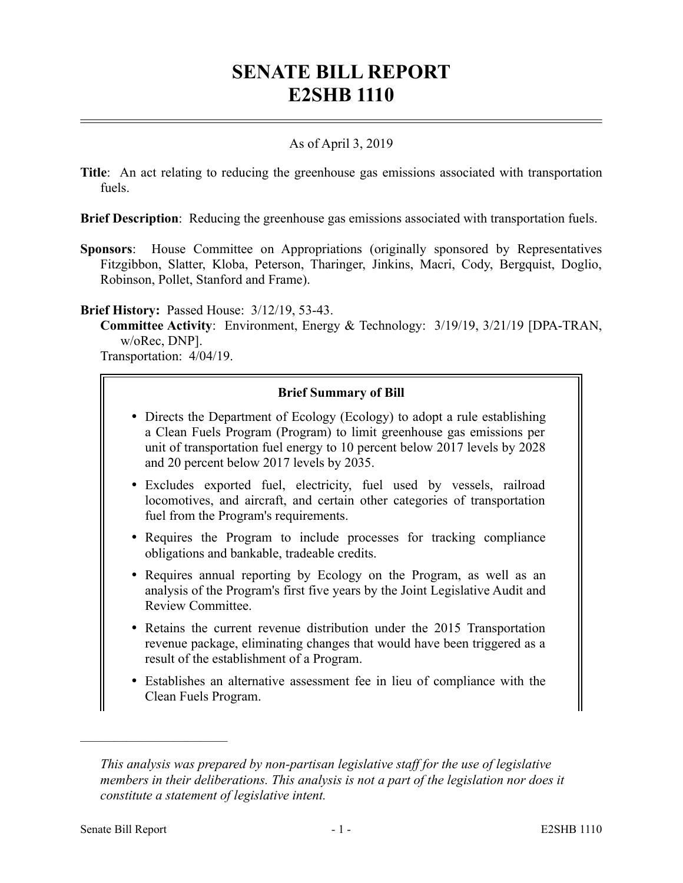# SENATE BILL REPORT
# E2SHB 1110

As of April 3, 2019

**Title**: An act relating to reducing the greenhouse gas emissions associated with transportation fuels.

**Brief Description**: Reducing the greenhouse gas emissions associated with transportation fuels.

**Sponsors**: House Committee on Appropriations (originally sponsored by Representatives Fitzgibbon, Slatter, Kloba, Peterson, Tharinger, Jinkins, Macri, Cody, Bergquist, Doglio, Robinson, Pollet, Stanford and Frame).

**Brief History:** Passed House: 3/12/19, 53-43.
**Committee Activity**: Environment, Energy & Technology: 3/19/19, 3/21/19 [DPA-TRAN, w/oRec, DNP].
Transportation: 4/04/19.

**Brief Summary of Bill**

- Directs the Department of Ecology (Ecology) to adopt a rule establishing a Clean Fuels Program (Program) to limit greenhouse gas emissions per unit of transportation fuel energy to 10 percent below 2017 levels by 2028 and 20 percent below 2017 levels by 2035.
- Excludes exported fuel, electricity, fuel used by vessels, railroad locomotives, and aircraft, and certain other categories of transportation fuel from the Program's requirements.
- Requires the Program to include processes for tracking compliance obligations and bankable, tradeable credits.
- Requires annual reporting by Ecology on the Program, as well as an analysis of the Program's first five years by the Joint Legislative Audit and Review Committee.
- Retains the current revenue distribution under the 2015 Transportation revenue package, eliminating changes that would have been triggered as a result of the establishment of a Program.
- Establishes an alternative assessment fee in lieu of compliance with the Clean Fuels Program.

---

*This analysis was prepared by non-partisan legislative staff for the use of legislative members in their deliberations. This analysis is not a part of the legislation nor does it constitute a statement of legislative intent.*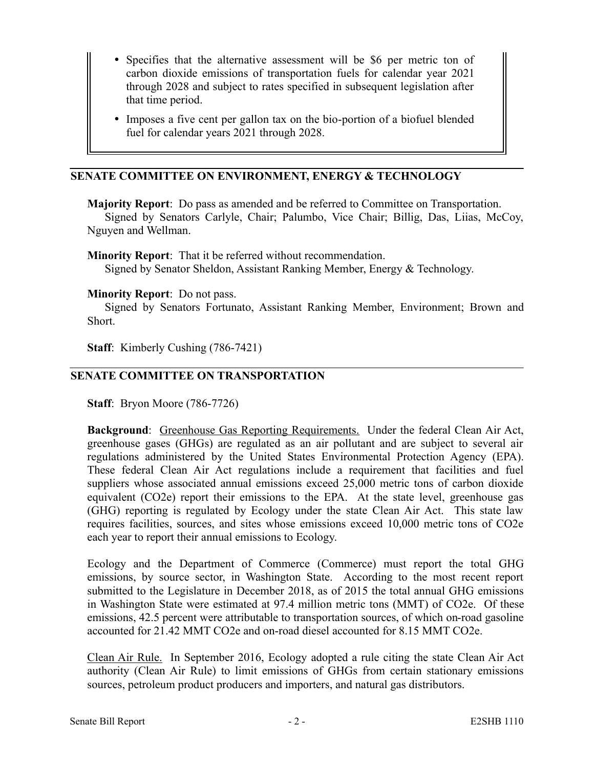- Specifies that the alternative assessment will be \$6 per metric ton of carbon dioxide emissions of transportation fuels for calendar year 2021 through 2028 and subject to rates specified in subsequent legislation after that time period.
- Imposes a five cent per gallon tax on the bio-portion of a biofuel blended fuel for calendar years 2021 through 2028.

## SENATE COMMITTEE ON ENVIRONMENT, ENERGY & TECHNOLOGY

**Majority Report**: Do pass as amended and be referred to Committee on Transportation.
Signed by Senators Carlyle, Chair; Palumbo, Vice Chair; Billig, Das, Liias, McCoy, Nguyen and Wellman.

**Minority Report**: That it be referred without recommendation.
Signed by Senator Sheldon, Assistant Ranking Member, Energy & Technology.

**Minority Report**: Do not pass.
Signed by Senators Fortunato, Assistant Ranking Member, Environment; Brown and Short.

**Staff**: Kimberly Cushing (786-7421)

## SENATE COMMITTEE ON TRANSPORTATION

**Staff**: Bryon Moore (786-7726)

**Background**: Greenhouse Gas Reporting Requirements. Under the federal Clean Air Act, greenhouse gases (GHGs) are regulated as an air pollutant and are subject to several air regulations administered by the United States Environmental Protection Agency (EPA). These federal Clean Air Act regulations include a requirement that facilities and fuel suppliers whose associated annual emissions exceed 25,000 metric tons of carbon dioxide equivalent (CO2e) report their emissions to the EPA. At the state level, greenhouse gas (GHG) reporting is regulated by Ecology under the state Clean Air Act. This state law requires facilities, sources, and sites whose emissions exceed 10,000 metric tons of CO2e each year to report their annual emissions to Ecology.

Ecology and the Department of Commerce (Commerce) must report the total GHG emissions, by source sector, in Washington State. According to the most recent report submitted to the Legislature in December 2018, as of 2015 the total annual GHG emissions in Washington State were estimated at 97.4 million metric tons (MMT) of CO2e. Of these emissions, 42.5 percent were attributable to transportation sources, of which on-road gasoline accounted for 21.42 MMT CO2e and on-road diesel accounted for 8.15 MMT CO2e.

Clean Air Rule. In September 2016, Ecology adopted a rule citing the state Clean Air Act authority (Clean Air Rule) to limit emissions of GHGs from certain stationary emissions sources, petroleum product producers and importers, and natural gas distributors.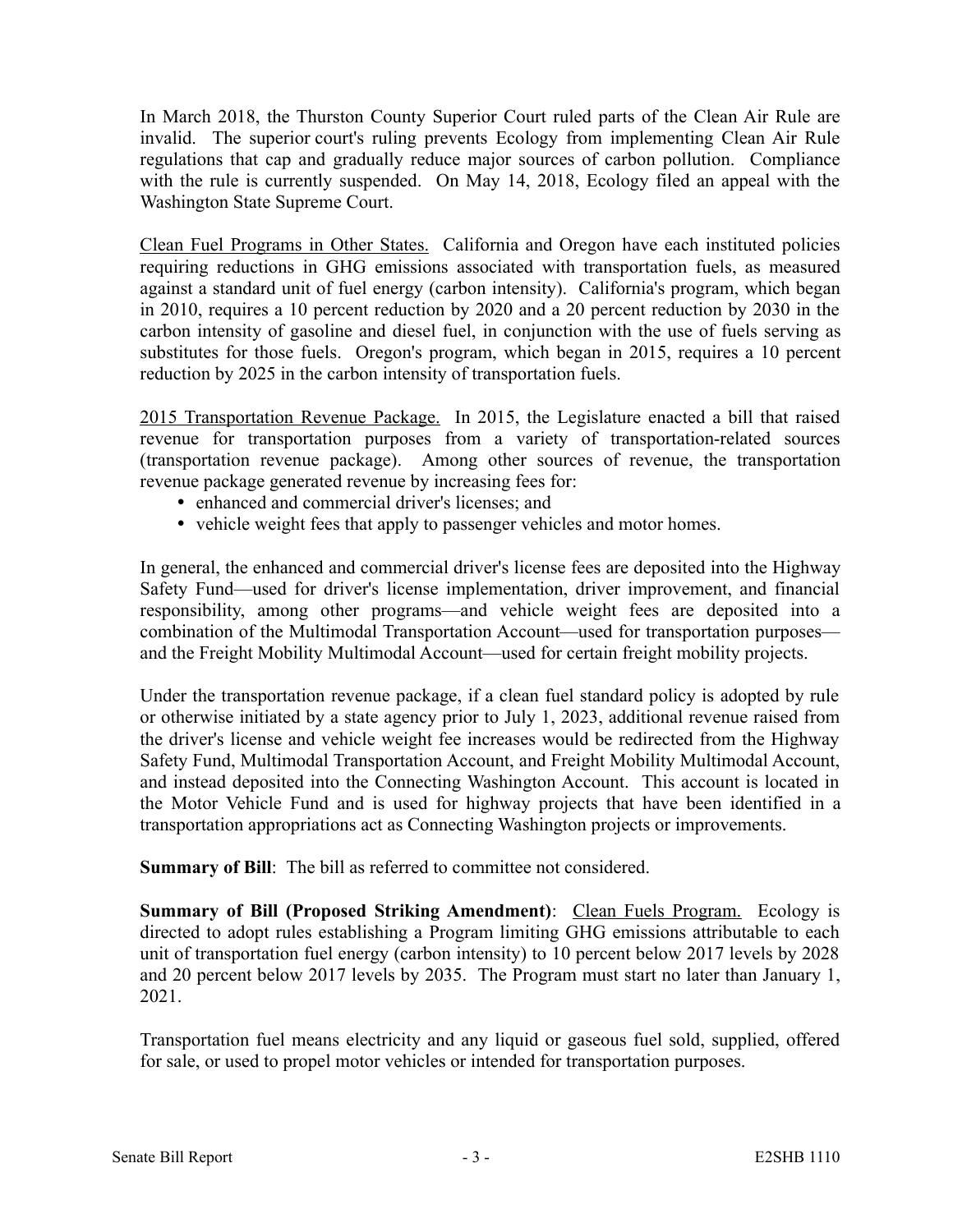In March 2018, the Thurston County Superior Court ruled parts of the Clean Air Rule are invalid. The superior court's ruling prevents Ecology from implementing Clean Air Rule regulations that cap and gradually reduce major sources of carbon pollution. Compliance with the rule is currently suspended. On May 14, 2018, Ecology filed an appeal with the Washington State Supreme Court.

Clean Fuel Programs in Other States. California and Oregon have each instituted policies requiring reductions in GHG emissions associated with transportation fuels, as measured against a standard unit of fuel energy (carbon intensity). California's program, which began in 2010, requires a 10 percent reduction by 2020 and a 20 percent reduction by 2030 in the carbon intensity of gasoline and diesel fuel, in conjunction with the use of fuels serving as substitutes for those fuels. Oregon's program, which began in 2015, requires a 10 percent reduction by 2025 in the carbon intensity of transportation fuels.

2015 Transportation Revenue Package. In 2015, the Legislature enacted a bill that raised revenue for transportation purposes from a variety of transportation-related sources (transportation revenue package). Among other sources of revenue, the transportation revenue package generated revenue by increasing fees for:

- enhanced and commercial driver's licenses; and
- vehicle weight fees that apply to passenger vehicles and motor homes.

In general, the enhanced and commercial driver's license fees are deposited into the Highway Safety Fund—used for driver's license implementation, driver improvement, and financial responsibility, among other programs—and vehicle weight fees are deposited into a combination of the Multimodal Transportation Account—used for transportation purposes—and the Freight Mobility Multimodal Account—used for certain freight mobility projects.

Under the transportation revenue package, if a clean fuel standard policy is adopted by rule or otherwise initiated by a state agency prior to July 1, 2023, additional revenue raised from the driver's license and vehicle weight fee increases would be redirected from the Highway Safety Fund, Multimodal Transportation Account, and Freight Mobility Multimodal Account, and instead deposited into the Connecting Washington Account. This account is located in the Motor Vehicle Fund and is used for highway projects that have been identified in a transportation appropriations act as Connecting Washington projects or improvements.

**Summary of Bill**: The bill as referred to committee not considered.

**Summary of Bill (Proposed Striking Amendment)**: Clean Fuels Program. Ecology is directed to adopt rules establishing a Program limiting GHG emissions attributable to each unit of transportation fuel energy (carbon intensity) to 10 percent below 2017 levels by 2028 and 20 percent below 2017 levels by 2035. The Program must start no later than January 1, 2021.

Transportation fuel means electricity and any liquid or gaseous fuel sold, supplied, offered for sale, or used to propel motor vehicles or intended for transportation purposes.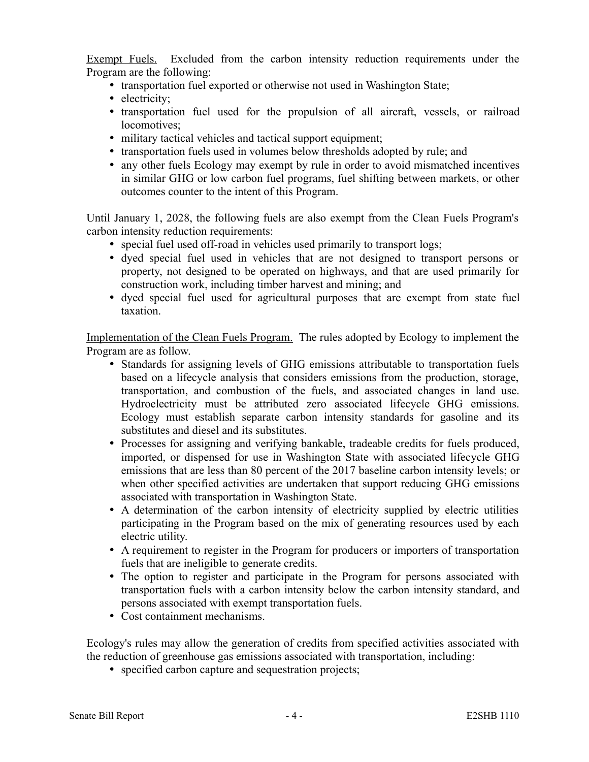<u>Exempt Fuels.</u> Excluded from the carbon intensity reduction requirements under the Program are the following:

- transportation fuel exported or otherwise not used in Washington State;
- electricity;
- transportation fuel used for the propulsion of all aircraft, vessels, or railroad locomotives;
- military tactical vehicles and tactical support equipment;
- transportation fuels used in volumes below thresholds adopted by rule; and
- any other fuels Ecology may exempt by rule in order to avoid mismatched incentives in similar GHG or low carbon fuel programs, fuel shifting between markets, or other outcomes counter to the intent of this Program.

Until January 1, 2028, the following fuels are also exempt from the Clean Fuels Program's carbon intensity reduction requirements:

- special fuel used off-road in vehicles used primarily to transport logs;
- dyed special fuel used in vehicles that are not designed to transport persons or property, not designed to be operated on highways, and that are used primarily for construction work, including timber harvest and mining; and
- dyed special fuel used for agricultural purposes that are exempt from state fuel taxation.

<u>Implementation of the Clean Fuels Program.</u> The rules adopted by Ecology to implement the Program are as follow.

- Standards for assigning levels of GHG emissions attributable to transportation fuels based on a lifecycle analysis that considers emissions from the production, storage, transportation, and combustion of the fuels, and associated changes in land use. Hydroelectricity must be attributed zero associated lifecycle GHG emissions. Ecology must establish separate carbon intensity standards for gasoline and its substitutes and diesel and its substitutes.
- Processes for assigning and verifying bankable, tradeable credits for fuels produced, imported, or dispensed for use in Washington State with associated lifecycle GHG emissions that are less than 80 percent of the 2017 baseline carbon intensity levels; or when other specified activities are undertaken that support reducing GHG emissions associated with transportation in Washington State.
- A determination of the carbon intensity of electricity supplied by electric utilities participating in the Program based on the mix of generating resources used by each electric utility.
- A requirement to register in the Program for producers or importers of transportation fuels that are ineligible to generate credits.
- The option to register and participate in the Program for persons associated with transportation fuels with a carbon intensity below the carbon intensity standard, and persons associated with exempt transportation fuels.
- Cost containment mechanisms.

Ecology's rules may allow the generation of credits from specified activities associated with the reduction of greenhouse gas emissions associated with transportation, including:

- specified carbon capture and sequestration projects;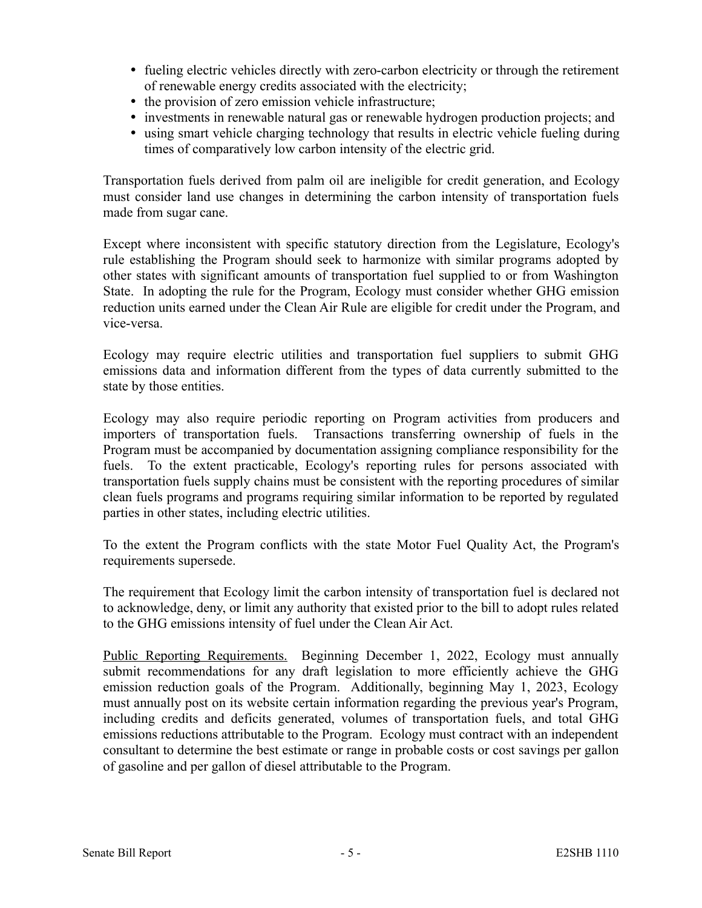- fueling electric vehicles directly with zero-carbon electricity or through the retirement of renewable energy credits associated with the electricity;
- the provision of zero emission vehicle infrastructure;
- investments in renewable natural gas or renewable hydrogen production projects; and
- using smart vehicle charging technology that results in electric vehicle fueling during times of comparatively low carbon intensity of the electric grid.

Transportation fuels derived from palm oil are ineligible for credit generation, and Ecology must consider land use changes in determining the carbon intensity of transportation fuels made from sugar cane.

Except where inconsistent with specific statutory direction from the Legislature, Ecology's rule establishing the Program should seek to harmonize with similar programs adopted by other states with significant amounts of transportation fuel supplied to or from Washington State. In adopting the rule for the Program, Ecology must consider whether GHG emission reduction units earned under the Clean Air Rule are eligible for credit under the Program, and vice-versa.

Ecology may require electric utilities and transportation fuel suppliers to submit GHG emissions data and information different from the types of data currently submitted to the state by those entities.

Ecology may also require periodic reporting on Program activities from producers and importers of transportation fuels. Transactions transferring ownership of fuels in the Program must be accompanied by documentation assigning compliance responsibility for the fuels. To the extent practicable, Ecology's reporting rules for persons associated with transportation fuels supply chains must be consistent with the reporting procedures of similar clean fuels programs and programs requiring similar information to be reported by regulated parties in other states, including electric utilities.

To the extent the Program conflicts with the state Motor Fuel Quality Act, the Program's requirements supersede.

The requirement that Ecology limit the carbon intensity of transportation fuel is declared not to acknowledge, deny, or limit any authority that existed prior to the bill to adopt rules related to the GHG emissions intensity of fuel under the Clean Air Act.

Public Reporting Requirements. Beginning December 1, 2022, Ecology must annually submit recommendations for any draft legislation to more efficiently achieve the GHG emission reduction goals of the Program. Additionally, beginning May 1, 2023, Ecology must annually post on its website certain information regarding the previous year's Program, including credits and deficits generated, volumes of transportation fuels, and total GHG emissions reductions attributable to the Program. Ecology must contract with an independent consultant to determine the best estimate or range in probable costs or cost savings per gallon of gasoline and per gallon of diesel attributable to the Program.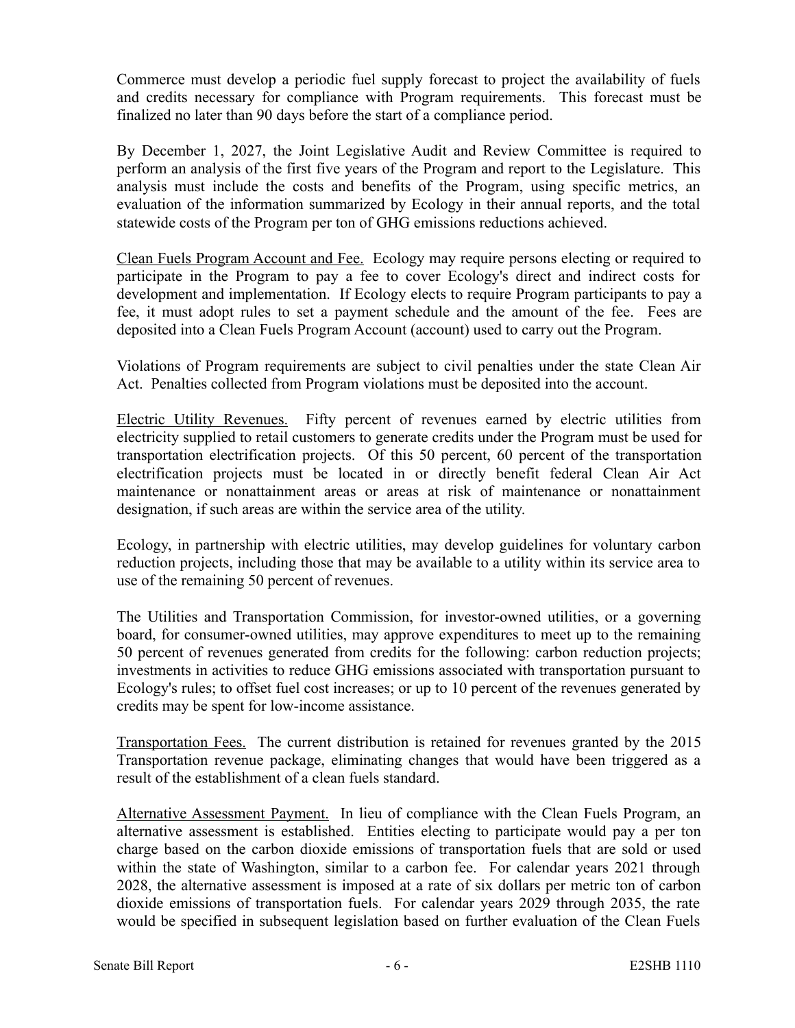Commerce must develop a periodic fuel supply forecast to project the availability of fuels and credits necessary for compliance with Program requirements. This forecast must be finalized no later than 90 days before the start of a compliance period.

By December 1, 2027, the Joint Legislative Audit and Review Committee is required to perform an analysis of the first five years of the Program and report to the Legislature. This analysis must include the costs and benefits of the Program, using specific metrics, an evaluation of the information summarized by Ecology in their annual reports, and the total statewide costs of the Program per ton of GHG emissions reductions achieved.

Clean Fuels Program Account and Fee. Ecology may require persons electing or required to participate in the Program to pay a fee to cover Ecology's direct and indirect costs for development and implementation. If Ecology elects to require Program participants to pay a fee, it must adopt rules to set a payment schedule and the amount of the fee. Fees are deposited into a Clean Fuels Program Account (account) used to carry out the Program.

Violations of Program requirements are subject to civil penalties under the state Clean Air Act. Penalties collected from Program violations must be deposited into the account.

Electric Utility Revenues. Fifty percent of revenues earned by electric utilities from electricity supplied to retail customers to generate credits under the Program must be used for transportation electrification projects. Of this 50 percent, 60 percent of the transportation electrification projects must be located in or directly benefit federal Clean Air Act maintenance or nonattainment areas or areas at risk of maintenance or nonattainment designation, if such areas are within the service area of the utility.

Ecology, in partnership with electric utilities, may develop guidelines for voluntary carbon reduction projects, including those that may be available to a utility within its service area to use of the remaining 50 percent of revenues.

The Utilities and Transportation Commission, for investor-owned utilities, or a governing board, for consumer-owned utilities, may approve expenditures to meet up to the remaining 50 percent of revenues generated from credits for the following: carbon reduction projects; investments in activities to reduce GHG emissions associated with transportation pursuant to Ecology's rules; to offset fuel cost increases; or up to 10 percent of the revenues generated by credits may be spent for low-income assistance.

Transportation Fees. The current distribution is retained for revenues granted by the 2015 Transportation revenue package, eliminating changes that would have been triggered as a result of the establishment of a clean fuels standard.

Alternative Assessment Payment. In lieu of compliance with the Clean Fuels Program, an alternative assessment is established. Entities electing to participate would pay a per ton charge based on the carbon dioxide emissions of transportation fuels that are sold or used within the state of Washington, similar to a carbon fee. For calendar years 2021 through 2028, the alternative assessment is imposed at a rate of six dollars per metric ton of carbon dioxide emissions of transportation fuels. For calendar years 2029 through 2035, the rate would be specified in subsequent legislation based on further evaluation of the Clean Fuels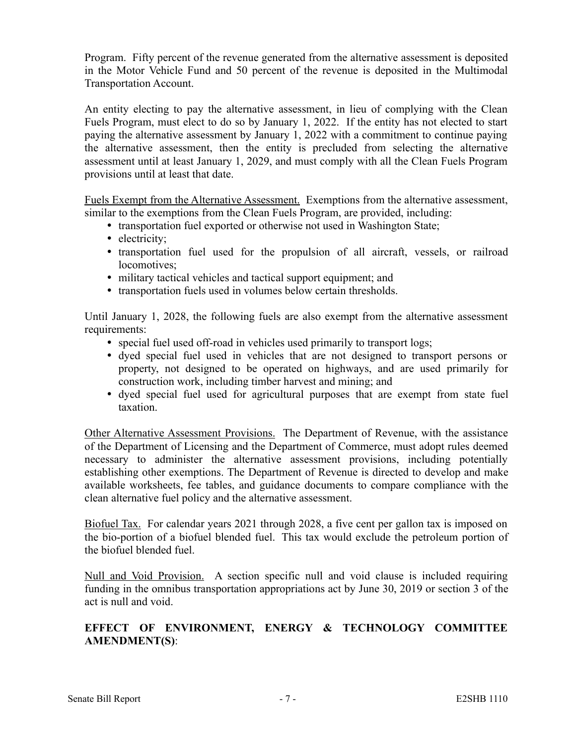Program. Fifty percent of the revenue generated from the alternative assessment is deposited in the Motor Vehicle Fund and 50 percent of the revenue is deposited in the Multimodal Transportation Account.

An entity electing to pay the alternative assessment, in lieu of complying with the Clean Fuels Program, must elect to do so by January 1, 2022. If the entity has not elected to start paying the alternative assessment by January 1, 2022 with a commitment to continue paying the alternative assessment, then the entity is precluded from selecting the alternative assessment until at least January 1, 2029, and must comply with all the Clean Fuels Program provisions until at least that date.

<u>Fuels Exempt from the Alternative Assessment.</u> Exemptions from the alternative assessment, similar to the exemptions from the Clean Fuels Program, are provided, including:

- transportation fuel exported or otherwise not used in Washington State;
- electricity;
- transportation fuel used for the propulsion of all aircraft, vessels, or railroad locomotives;
- military tactical vehicles and tactical support equipment; and
- transportation fuels used in volumes below certain thresholds.

Until January 1, 2028, the following fuels are also exempt from the alternative assessment requirements:

- special fuel used off-road in vehicles used primarily to transport logs;
- dyed special fuel used in vehicles that are not designed to transport persons or property, not designed to be operated on highways, and are used primarily for construction work, including timber harvest and mining; and
- dyed special fuel used for agricultural purposes that are exempt from state fuel taxation.

<u>Other Alternative Assessment Provisions.</u> The Department of Revenue, with the assistance of the Department of Licensing and the Department of Commerce, must adopt rules deemed necessary to administer the alternative assessment provisions, including potentially establishing other exemptions. The Department of Revenue is directed to develop and make available worksheets, fee tables, and guidance documents to compare compliance with the clean alternative fuel policy and the alternative assessment.

<u>Biofuel Tax.</u> For calendar years 2021 through 2028, a five cent per gallon tax is imposed on the bio-portion of a biofuel blended fuel. This tax would exclude the petroleum portion of the biofuel blended fuel.

<u>Null and Void Provision.</u> A section specific null and void clause is included requiring funding in the omnibus transportation appropriations act by June 30, 2019 or section 3 of the act is null and void.

**EFFECT OF ENVIRONMENT, ENERGY & TECHNOLOGY COMMITTEE AMENDMENT(S)**: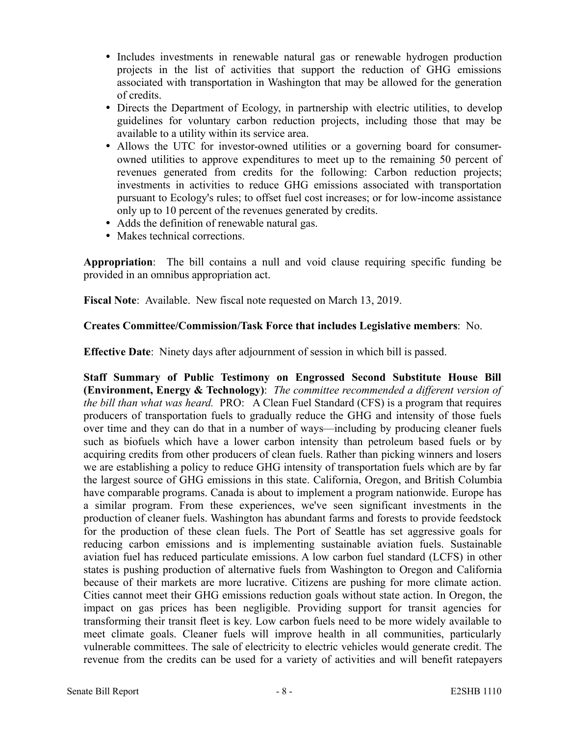- Includes investments in renewable natural gas or renewable hydrogen production projects in the list of activities that support the reduction of GHG emissions associated with transportation in Washington that may be allowed for the generation of credits.
- Directs the Department of Ecology, in partnership with electric utilities, to develop guidelines for voluntary carbon reduction projects, including those that may be available to a utility within its service area.
- Allows the UTC for investor-owned utilities or a governing board for consumer-owned utilities to approve expenditures to meet up to the remaining 50 percent of revenues generated from credits for the following: Carbon reduction projects; investments in activities to reduce GHG emissions associated with transportation pursuant to Ecology's rules; to offset fuel cost increases; or for low-income assistance only up to 10 percent of the revenues generated by credits.
- Adds the definition of renewable natural gas.
- Makes technical corrections.

**Appropriation**: The bill contains a null and void clause requiring specific funding be provided in an omnibus appropriation act.

**Fiscal Note**: Available. New fiscal note requested on March 13, 2019.

**Creates Committee/Commission/Task Force that includes Legislative members**: No.

**Effective Date**: Ninety days after adjournment of session in which bill is passed.

**Staff Summary of Public Testimony on Engrossed Second Substitute House Bill (Environment, Energy & Technology)**: *The committee recommended a different version of the bill than what was heard.* PRO: A Clean Fuel Standard (CFS) is a program that requires producers of transportation fuels to gradually reduce the GHG and intensity of those fuels over time and they can do that in a number of ways—including by producing cleaner fuels such as biofuels which have a lower carbon intensity than petroleum based fuels or by acquiring credits from other producers of clean fuels. Rather than picking winners and losers we are establishing a policy to reduce GHG intensity of transportation fuels which are by far the largest source of GHG emissions in this state. California, Oregon, and British Columbia have comparable programs. Canada is about to implement a program nationwide. Europe has a similar program. From these experiences, we've seen significant investments in the production of cleaner fuels. Washington has abundant farms and forests to provide feedstock for the production of these clean fuels. The Port of Seattle has set aggressive goals for reducing carbon emissions and is implementing sustainable aviation fuels. Sustainable aviation fuel has reduced particulate emissions. A low carbon fuel standard (LCFS) in other states is pushing production of alternative fuels from Washington to Oregon and California because of their markets are more lucrative. Citizens are pushing for more climate action. Cities cannot meet their GHG emissions reduction goals without state action. In Oregon, the impact on gas prices has been negligible. Providing support for transit agencies for transforming their transit fleet is key. Low carbon fuels need to be more widely available to meet climate goals. Cleaner fuels will improve health in all communities, particularly vulnerable committees. The sale of electricity to electric vehicles would generate credit. The revenue from the credits can be used for a variety of activities and will benefit ratepayers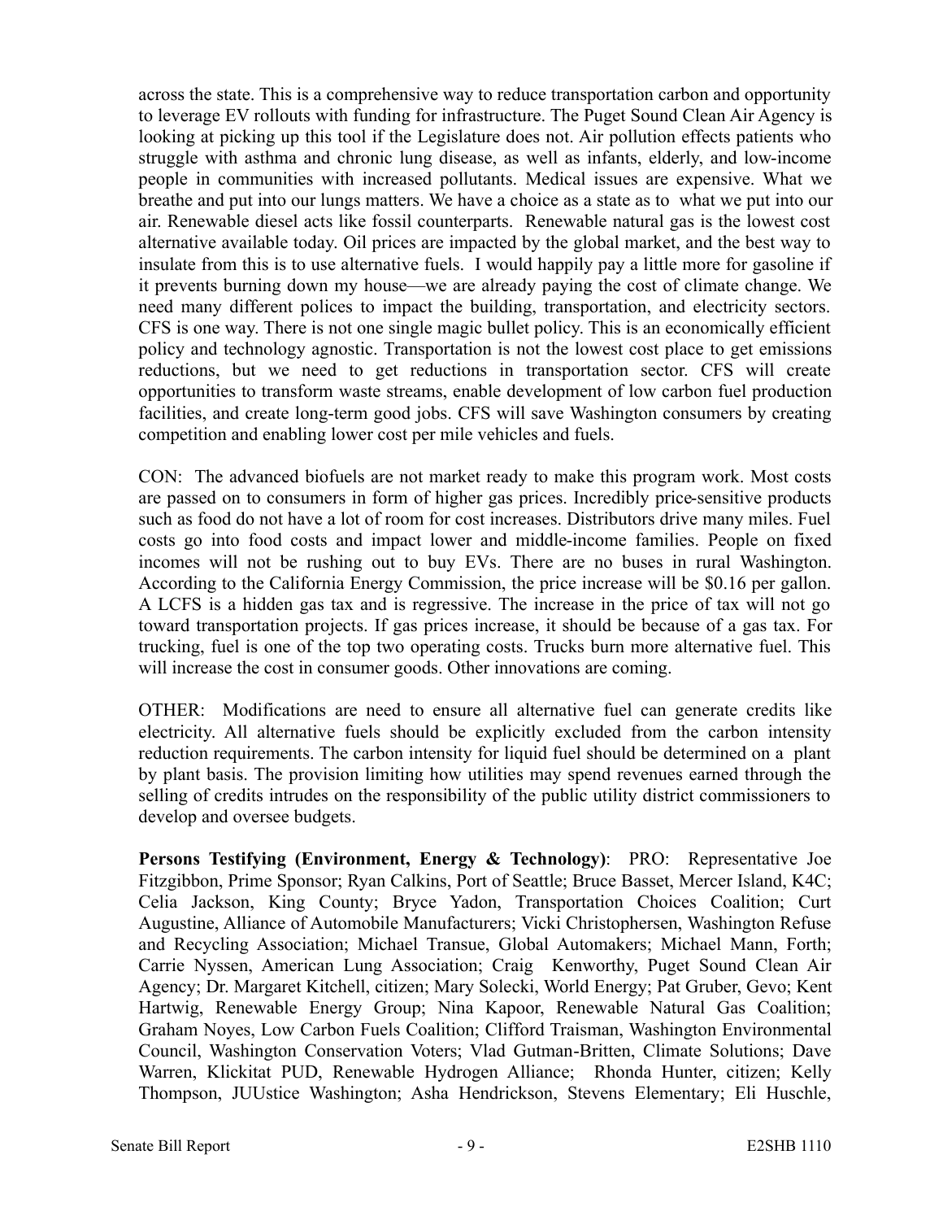across the state. This is a comprehensive way to reduce transportation carbon and opportunity to leverage EV rollouts with funding for infrastructure. The Puget Sound Clean Air Agency is looking at picking up this tool if the Legislature does not. Air pollution effects patients who struggle with asthma and chronic lung disease, as well as infants, elderly, and low-income people in communities with increased pollutants. Medical issues are expensive. What we breathe and put into our lungs matters. We have a choice as a state as to what we put into our air. Renewable diesel acts like fossil counterparts. Renewable natural gas is the lowest cost alternative available today. Oil prices are impacted by the global market, and the best way to insulate from this is to use alternative fuels. I would happily pay a little more for gasoline if it prevents burning down my house—we are already paying the cost of climate change. We need many different polices to impact the building, transportation, and electricity sectors. CFS is one way. There is not one single magic bullet policy. This is an economically efficient policy and technology agnostic. Transportation is not the lowest cost place to get emissions reductions, but we need to get reductions in transportation sector. CFS will create opportunities to transform waste streams, enable development of low carbon fuel production facilities, and create long-term good jobs. CFS will save Washington consumers by creating competition and enabling lower cost per mile vehicles and fuels.

CON: The advanced biofuels are not market ready to make this program work. Most costs are passed on to consumers in form of higher gas prices. Incredibly price-sensitive products such as food do not have a lot of room for cost increases. Distributors drive many miles. Fuel costs go into food costs and impact lower and middle-income families. People on fixed incomes will not be rushing out to buy EVs. There are no buses in rural Washington. According to the California Energy Commission, the price increase will be $0.16 per gallon. A LCFS is a hidden gas tax and is regressive. The increase in the price of tax will not go toward transportation projects. If gas prices increase, it should be because of a gas tax. For trucking, fuel is one of the top two operating costs. Trucks burn more alternative fuel. This will increase the cost in consumer goods. Other innovations are coming.

OTHER: Modifications are need to ensure all alternative fuel can generate credits like electricity. All alternative fuels should be explicitly excluded from the carbon intensity reduction requirements. The carbon intensity for liquid fuel should be determined on a plant by plant basis. The provision limiting how utilities may spend revenues earned through the selling of credits intrudes on the responsibility of the public utility district commissioners to develop and oversee budgets.

**Persons Testifying (Environment, Energy & Technology)**: PRO: Representative Joe Fitzgibbon, Prime Sponsor; Ryan Calkins, Port of Seattle; Bruce Basset, Mercer Island, K4C; Celia Jackson, King County; Bryce Yadon, Transportation Choices Coalition; Curt Augustine, Alliance of Automobile Manufacturers; Vicki Christophersen, Washington Refuse and Recycling Association; Michael Transue, Global Automakers; Michael Mann, Forth; Carrie Nyssen, American Lung Association; Craig Kenworthy, Puget Sound Clean Air Agency; Dr. Margaret Kitchell, citizen; Mary Solecki, World Energy; Pat Gruber, Gevo; Kent Hartwig, Renewable Energy Group; Nina Kapoor, Renewable Natural Gas Coalition; Graham Noyes, Low Carbon Fuels Coalition; Clifford Traisman, Washington Environmental Council, Washington Conservation Voters; Vlad Gutman-Britten, Climate Solutions; Dave Warren, Klickitat PUD, Renewable Hydrogen Alliance; Rhonda Hunter, citizen; Kelly Thompson, JUUstice Washington; Asha Hendrickson, Stevens Elementary; Eli Huschle,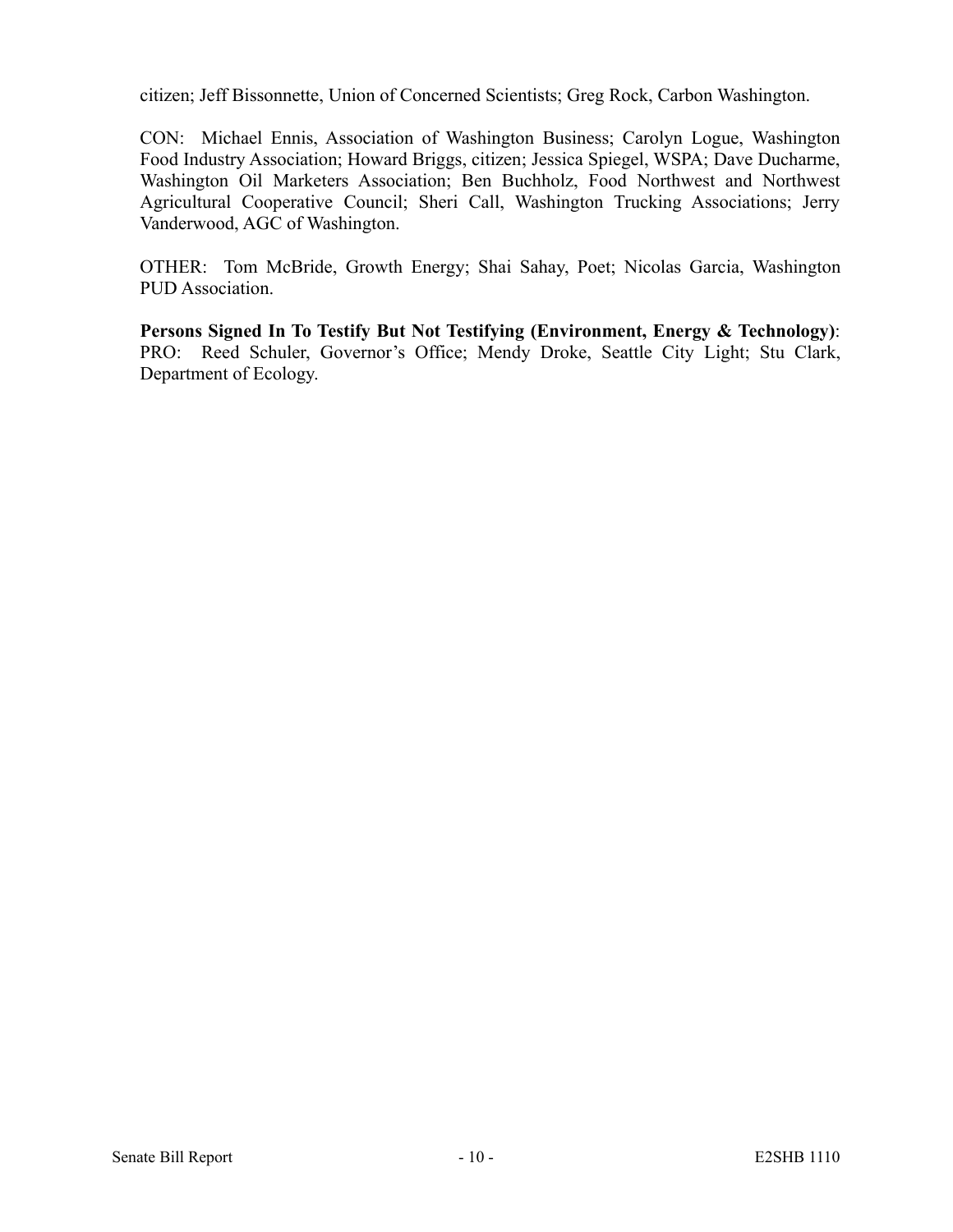citizen; Jeff Bissonnette, Union of Concerned Scientists; Greg Rock, Carbon Washington.

CON: Michael Ennis, Association of Washington Business; Carolyn Logue, Washington Food Industry Association; Howard Briggs, citizen; Jessica Spiegel, WSPA; Dave Ducharme, Washington Oil Marketers Association; Ben Buchholz, Food Northwest and Northwest Agricultural Cooperative Council; Sheri Call, Washington Trucking Associations; Jerry Vanderwood, AGC of Washington.

OTHER: Tom McBride, Growth Energy; Shai Sahay, Poet; Nicolas Garcia, Washington PUD Association.

**Persons Signed In To Testify But Not Testifying (Environment, Energy & Technology)**: PRO: Reed Schuler, Governor's Office; Mendy Droke, Seattle City Light; Stu Clark, Department of Ecology.